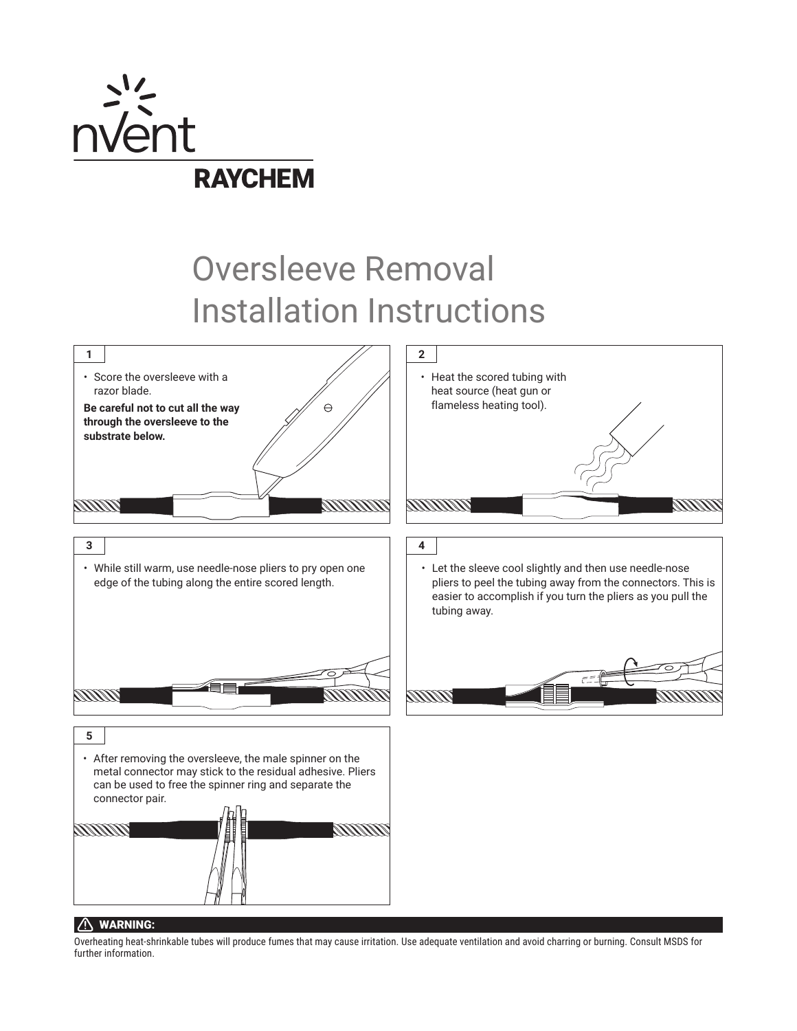nVent

RAYCHEM

# Oversleeve Removal Installation Instructions

**1**

- Score the oversleeve with a razor blade.

**Be careful not to cut all the way through the oversleeve to the substrate below.**

**2**

- Heat the scored tubing with heat source (heat gun or flameless heating tool).

**3**

- While still warm, use needle-nose pliers to pry open one edge of the tubing along the entire scored length.

**4**

- Let the sleeve cool slightly and then use needle-nose pliers to peel the tubing away from the connectors. This is easier to accomplish if you turn the pliers as you pull the tubing away.

**5**

- After removing the oversleeve, the male spinner on the metal connector may stick to the residual adhesive. Pliers can be used to free the spinner ring and separate the connector pair.

**⚠ WARNING:**

Overheating heat-shrinkable tubes will produce fumes that may cause irritation. Use adequate ventilation and avoid charring or burning. Consult MSDS for further information.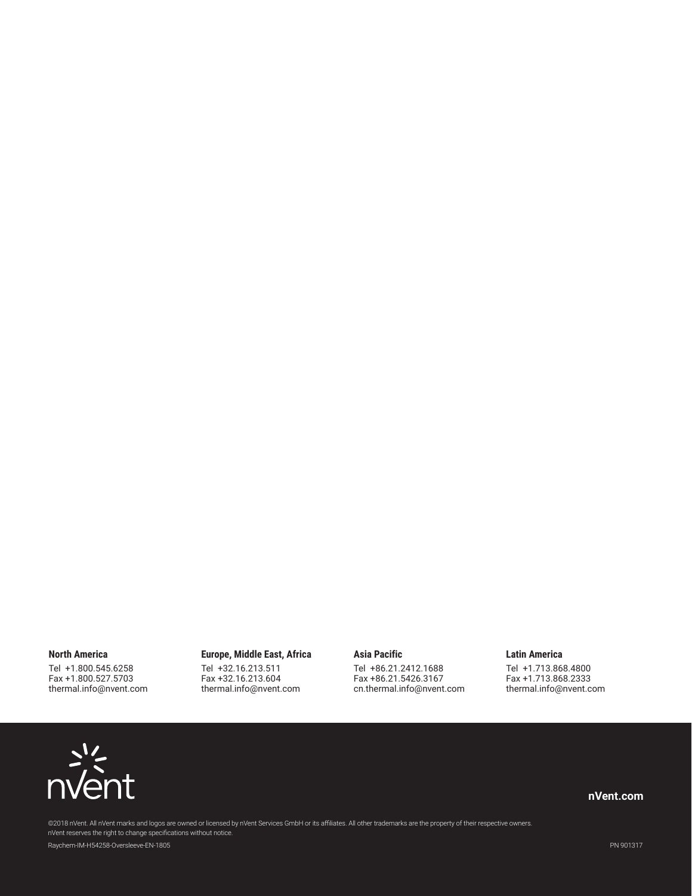**North America**

Tel +1.800.545.6258
Fax +1.800.527.5703
thermal.info@nvent.com

**Europe, Middle East, Africa**

Tel +32.16.213.511
Fax +32.16.213.604
thermal.info@nvent.com

**Asia Pacific**

Tel +86.21.2412.1688
Fax +86.21.5426.3167
cn.thermal.info@nvent.com

**Latin America**

Tel +1.713.868.4800
Fax +1.713.868.2333
thermal.info@nvent.com

nVent

**nVent.com**

©2018 nVent. All nVent marks and logos are owned or licensed by nVent Services GmbH or its affiliates. All other trademarks are the property of their respective owners.
nVent reserves the right to change specifications without notice.

Raychem-IM-H54258-Oversleeve-EN-1805

PN 901317